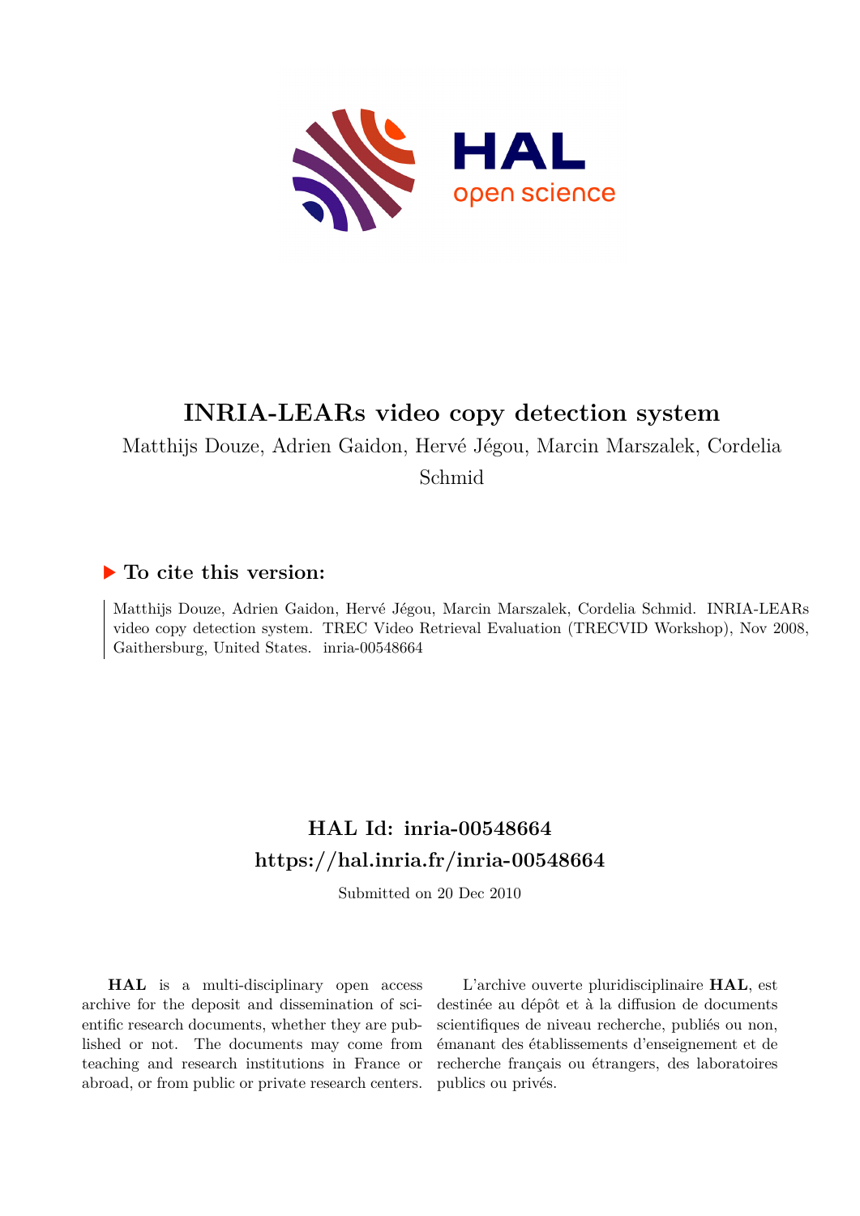# INRIA-LEARs video copy detection system

Matthijs Douze, Adrien Gaidon, Hervé Jégou, Marcin Marszalek, Cordelia Schmid

## ▶ To cite this version:

Matthijs Douze, Adrien Gaidon, Hervé Jégou, Marcin Marszalek, Cordelia Schmid. INRIA-LEARs video copy detection system. TREC Video Retrieval Evaluation (TRECVID Workshop), Nov 2008, Gaithersburg, United States. inria-00548664

## HAL Id: inria-00548664
## https://hal.inria.fr/inria-00548664

Submitted on 20 Dec 2010

**HAL** is a multi-disciplinary open access archive for the deposit and dissemination of scientific research documents, whether they are published or not. The documents may come from teaching and research institutions in France or abroad, or from public or private research centers.

L'archive ouverte pluridisciplinaire **HAL**, est destinée au dépôt et à la diffusion de documents scientifiques de niveau recherche, publiés ou non, émanant des établissements d'enseignement et de recherche français ou étrangers, des laboratoires publics ou privés.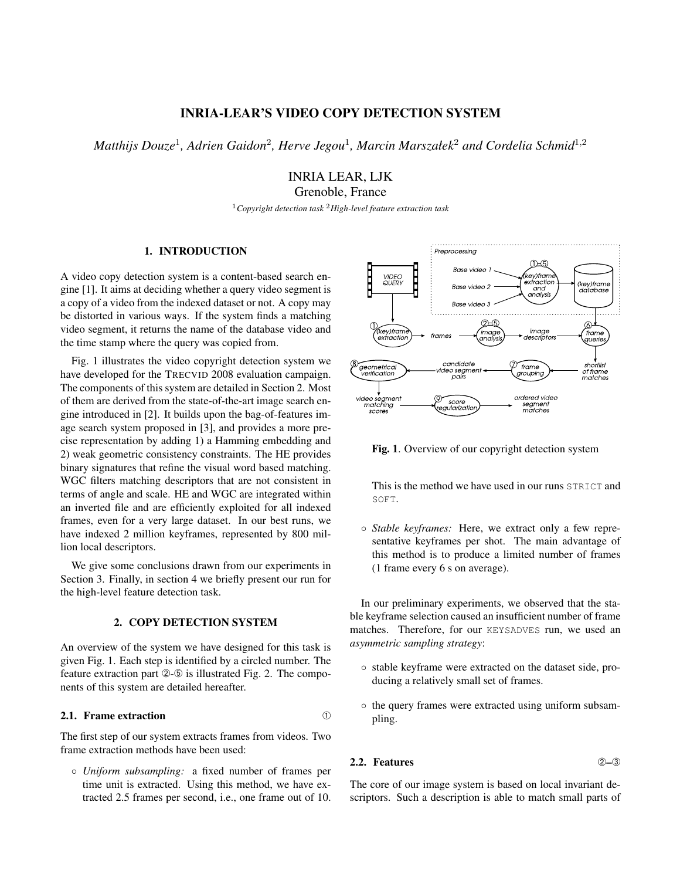# INRIA-LEAR'S VIDEO COPY DETECTION SYSTEM

*Matthijs Douze*[1], *Adrien Gaidon*[2], *Herve Jegou*[1], *Marcin Marszałek*[2] *and Cordelia Schmid*[1,2]

INRIA LEAR, LJK
Grenoble, France

[1] *Copyright detection task* [2] *High-level feature extraction task*

## 1. INTRODUCTION

A video copy detection system is a content-based search engine [1]. It aims at deciding whether a query video segment is a copy of a video from the indexed dataset or not. A copy may be distorted in various ways. If the system finds a matching video segment, it returns the name of the database video and the time stamp where the query was copied from.

Fig. 1 illustrates the video copyright detection system we have developed for the TRECVID 2008 evaluation campaign. The components of this system are detailed in Section 2. Most of them are derived from the state-of-the-art image search engine introduced in [2]. It builds upon the bag-of-features image search system proposed in [3], and provides a more precise representation by adding 1) a Hamming embedding and 2) weak geometric consistency constraints. The HE provides binary signatures that refine the visual word based matching. WGC filters matching descriptors that are not consistent in terms of angle and scale. HE and WGC are integrated within an inverted file and are efficiently exploited for all indexed frames, even for a very large dataset. In our best runs, we have indexed 2 million keyframes, represented by 800 million local descriptors.

We give some conclusions drawn from our experiments in Section 3. Finally, in section 4 we briefly present our run for the high-level feature detection task.

## 2. COPY DETECTION SYSTEM

An overview of the system we have designed for this task is given Fig. 1. Each step is identified by a circled number. The feature extraction part ②-⑤ is illustrated Fig. 2. The components of this system are detailed hereafter.

### 2.1. Frame extraction ①

The first step of our system extracts frames from videos. Two frame extraction methods have been used:

◦ *Uniform subsampling:* a fixed number of frames per time unit is extracted. Using this method, we have extracted 2.5 frames per second, i.e., one frame out of 10. This is the method we have used in our runs STRICT and SOFT.

◦ *Stable keyframes:* Here, we extract only a few representative keyframes per shot. The main advantage of this method is to produce a limited number of frames (1 frame every 6 s on average).

**Fig. 1**. Overview of our copyright detection system

In our preliminary experiments, we observed that the stable keyframe selection caused an insufficient number of frame matches. Therefore, for our KEYSADVES run, we used an *asymmetric sampling strategy*:

◦ stable keyframe were extracted on the dataset side, producing a relatively small set of frames.

◦ the query frames were extracted using uniform subsampling.

### 2.2. Features ②–③

The core of our image system is based on local invariant descriptors. Such a description is able to match small parts of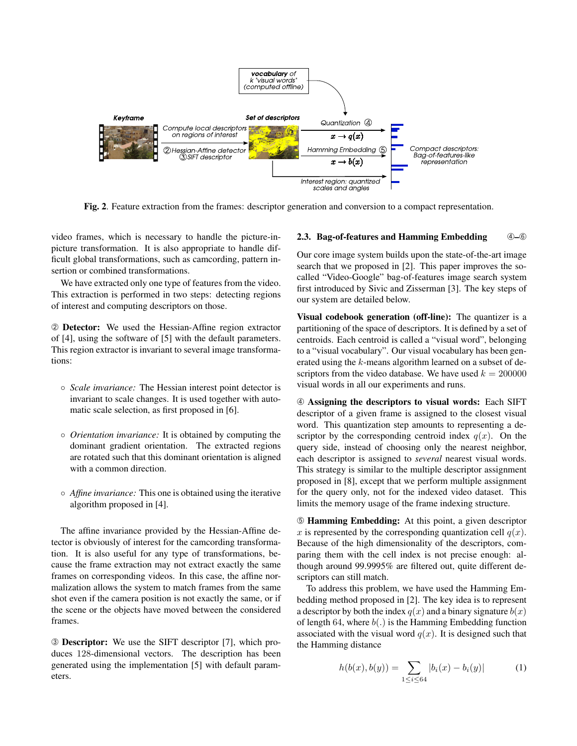Fig. 2. Feature extraction from the frames: descriptor generation and conversion to a compact representation.

video frames, which is necessary to handle the picture-in-picture transformation. It is also appropriate to handle difficult global transformations, such as camcording, pattern insertion or combined transformations.

We have extracted only one type of features from the video. This extraction is performed in two steps: detecting regions of interest and computing descriptors on those.

② **Detector:** We used the Hessian-Affine region extractor of [4], using the software of [5] with the default parameters. This region extractor is invariant to several image transformations:

- *Scale invariance:* The Hessian interest point detector is invariant to scale changes. It is used together with automatic scale selection, as first proposed in [6].
- *Orientation invariance:* It is obtained by computing the dominant gradient orientation. The extracted regions are rotated such that this dominant orientation is aligned with a common direction.
- *Affine invariance:* This one is obtained using the iterative algorithm proposed in [4].

The affine invariance provided by the Hessian-Affine detector is obviously of interest for the camcording transformation. It is also useful for any type of transformations, because the frame extraction may not extract exactly the same frames on corresponding videos. In this case, the affine normalization allows the system to match frames from the same shot even if the camera position is not exactly the same, or if the scene or the objects have moved between the considered frames.

③ **Descriptor:** We use the SIFT descriptor [7], which produces 128-dimensional vectors. The description has been generated using the implementation [5] with default parameters.

### 2.3. Bag-of-features and Hamming Embedding ④–⑥

Our core image system builds upon the state-of-the-art image search that we proposed in [2]. This paper improves the so-called "Video-Google" bag-of-features image search system first introduced by Sivic and Zisserman [3]. The key steps of our system are detailed below.

**Visual codebook generation (off-line):** The quantizer is a partitioning of the space of descriptors. It is defined by a set of centroids. Each centroid is called a "visual word", belonging to a "visual vocabulary". Our visual vocabulary has been generated using the $k$-means algorithm learned on a subset of descriptors from the video database. We have used $k = 200000$ visual words in all our experiments and runs.

④ **Assigning the descriptors to visual words:** Each SIFT descriptor of a given frame is assigned to the closest visual word. This quantization step amounts to representing a descriptor by the corresponding centroid index $q(x)$. On the query side, instead of choosing only the nearest neighbor, each descriptor is assigned to *several* nearest visual words. This strategy is similar to the multiple descriptor assignment proposed in [8], except that we perform multiple assignment for the query only, not for the indexed video dataset. This limits the memory usage of the frame indexing structure.

⑤ **Hamming Embedding:** At this point, a given descriptor $x$ is represented by the corresponding quantization cell $q(x)$. Because of the high dimensionality of the descriptors, comparing them with the cell index is not precise enough: although around 99.9995% are filtered out, quite different descriptors can still match.

To address this problem, we have used the Hamming Embedding method proposed in [2]. The key idea is to represent a descriptor by both the index $q(x)$ and a binary signature $b(x)$ of length 64, where $b(.)$ is the Hamming Embedding function associated with the visual word $q(x)$. It is designed such that the Hamming distance

$$h(b(x), b(y)) = \sum_{1 \leq i \leq 64} |b_i(x) - b_i(y)| \quad (1)$$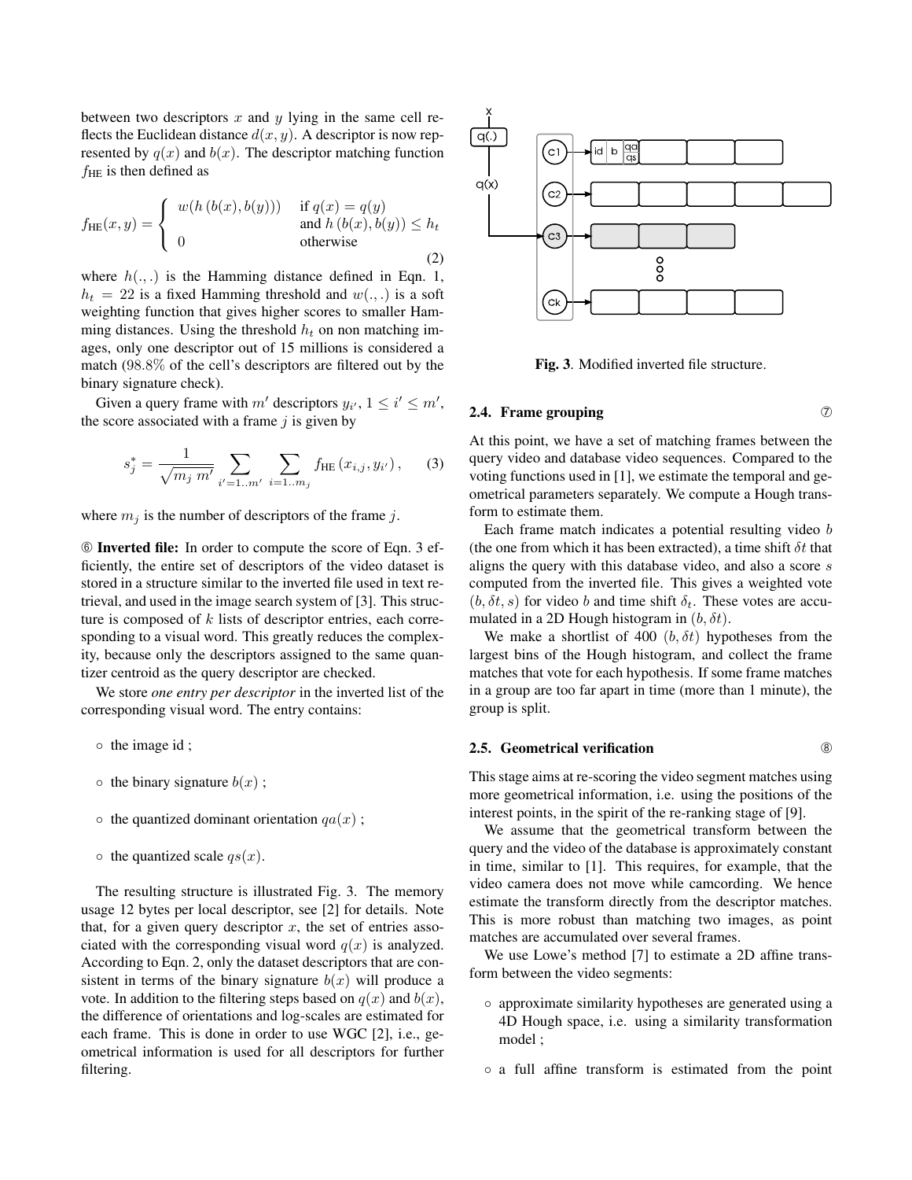between two descriptors $x$ and $y$ lying in the same cell reflects the Euclidean distance $d(x, y)$. A descriptor is now represented by $q(x)$ and $b(x)$. The descriptor matching function $f_{\text{HE}}$ is then defined as

$$f_{\text{HE}}(x, y) = \begin{cases} w(h(b(x), b(y))) & \text{if } q(x) = q(y) \\ & \text{and } h(b(x), b(y)) \leq h_t \\ 0 & \text{otherwise} \end{cases} \tag{2}$$

where $h(.,.)$ is the Hamming distance defined in Eqn. 1, $h_t = 22$ is a fixed Hamming threshold and $w(.,.)$ is a soft weighting function that gives higher scores to smaller Hamming distances. Using the threshold $h_t$ on non matching images, only one descriptor out of 15 millions is considered a match (98.8% of the cell's descriptors are filtered out by the binary signature check).

Given a query frame with $m'$ descriptors $y_{i'}$, $1 \leq i' \leq m'$, the score associated with a frame $j$ is given by

$$s_j^* = \frac{1}{\sqrt{m_j \ m'}} \sum_{i'=1..m'} \sum_{i=1..m_j} f_{\text{HE}}(x_{i,j}, y_{i'}), \tag{3}$$

where $m_j$ is the number of descriptors of the frame $j$.

⑥ **Inverted file:** In order to compute the score of Eqn. 3 efficiently, the entire set of descriptors of the video dataset is stored in a structure similar to the inverted file used in text retrieval, and used in the image search system of [3]. This structure is composed of $k$ lists of descriptor entries, each corresponding to a visual word. This greatly reduces the complexity, because only the descriptors assigned to the same quantizer centroid as the query descriptor are checked.

We store *one entry per descriptor* in the inverted list of the corresponding visual word. The entry contains:

- the image id ;
- the binary signature $b(x)$ ;
- the quantized dominant orientation $qa(x)$ ;
- the quantized scale $qs(x)$.

The resulting structure is illustrated Fig. 3. The memory usage 12 bytes per local descriptor, see [2] for details. Note that, for a given query descriptor $x$, the set of entries associated with the corresponding visual word $q(x)$ is analyzed. According to Eqn. 2, only the dataset descriptors that are consistent in terms of the binary signature $b(x)$ will produce a vote. In addition to the filtering steps based on $q(x)$ and $b(x)$, the difference of orientations and log-scales are estimated for each frame. This is done in order to use WGC [2], i.e., geometrical information is used for all descriptors for further filtering.

**Fig. 3**. Modified inverted file structure.

### 2.4. Frame grouping ⑦

At this point, we have a set of matching frames between the query video and database video sequences. Compared to the voting functions used in [1], we estimate the temporal and geometrical parameters separately. We compute a Hough transform to estimate them.

Each frame match indicates a potential resulting video $b$ (the one from which it has been extracted), a time shift $\delta t$ that aligns the query with this database video, and also a score $s$ computed from the inverted file. This gives a weighted vote $(b, \delta t, s)$ for video $b$ and time shift $\delta_t$. These votes are accumulated in a 2D Hough histogram in $(b, \delta t)$.

We make a shortlist of 400 $(b, \delta t)$ hypotheses from the largest bins of the Hough histogram, and collect the frame matches that vote for each hypothesis. If some frame matches in a group are too far apart in time (more than 1 minute), the group is split.

### 2.5. Geometrical verification ⑧

This stage aims at re-scoring the video segment matches using more geometrical information, i.e. using the positions of the interest points, in the spirit of the re-ranking stage of [9].

We assume that the geometrical transform between the query and the video of the database is approximately constant in time, similar to [1]. This requires, for example, that the video camera does not move while camcording. We hence estimate the transform directly from the descriptor matches. This is more robust than matching two images, as point matches are accumulated over several frames.

We use Lowe's method [7] to estimate a 2D affine transform between the video segments:

- approximate similarity hypotheses are generated using a 4D Hough space, i.e. using a similarity transformation model ;
- a full affine transform is estimated from the point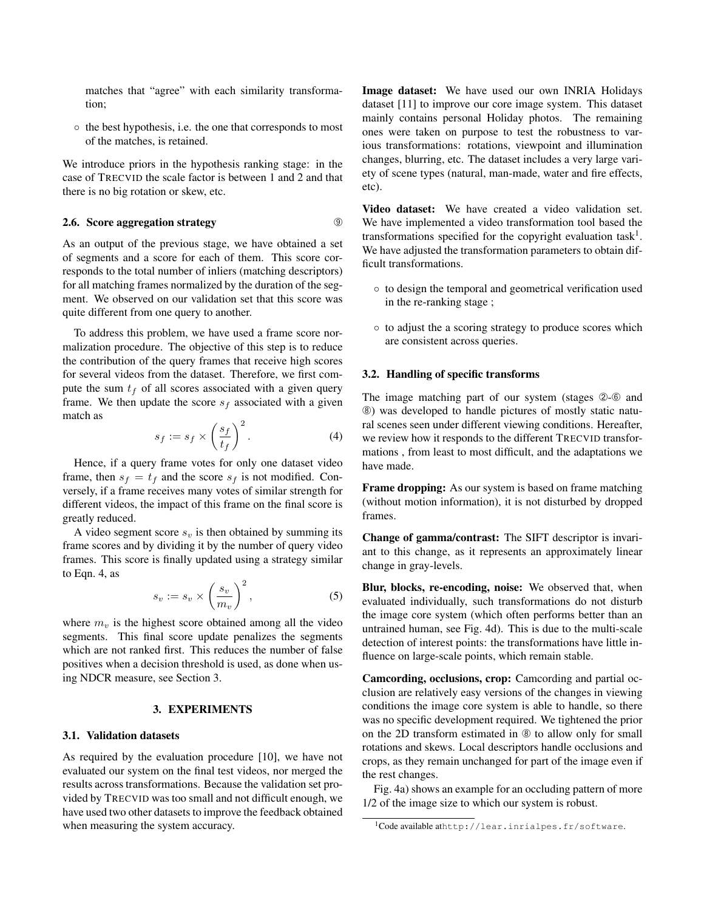matches that "agree" with each similarity transformation;

- the best hypothesis, i.e. the one that corresponds to most of the matches, is retained.

We introduce priors in the hypothesis ranking stage: in the case of TRECVID the scale factor is between 1 and 2 and that there is no big rotation or skew, etc.

### 2.6. Score aggregation strategy ⑨

As an output of the previous stage, we have obtained a set of segments and a score for each of them. This score corresponds to the total number of inliers (matching descriptors) for all matching frames normalized by the duration of the segment. We observed on our validation set that this score was quite different from one query to another.

To address this problem, we have used a frame score normalization procedure. The objective of this step is to reduce the contribution of the query frames that receive high scores for several videos from the dataset. Therefore, we first compute the sum $t_f$ of all scores associated with a given query frame. We then update the score $s_f$ associated with a given match as

$$s_f := s_f \times \left(\frac{s_f}{t_f}\right)^2. \tag{4}$$

Hence, if a query frame votes for only one dataset video frame, then $s_f = t_f$ and the score $s_f$ is not modified. Conversely, if a frame receives many votes of similar strength for different videos, the impact of this frame on the final score is greatly reduced.

A video segment score $s_v$ is then obtained by summing its frame scores and by dividing it by the number of query video frames. This score is finally updated using a strategy similar to Eqn. 4, as

$$s_v := s_v \times \left(\frac{s_v}{m_v}\right)^2, \tag{5}$$

where $m_v$ is the highest score obtained among all the video segments. This final score update penalizes the segments which are not ranked first. This reduces the number of false positives when a decision threshold is used, as done when using NDCR measure, see Section 3.

## 3. EXPERIMENTS

### 3.1. Validation datasets

As required by the evaluation procedure [10], we have not evaluated our system on the final test videos, nor merged the results across transformations. Because the validation set provided by TRECVID was too small and not difficult enough, we have used two other datasets to improve the feedback obtained when measuring the system accuracy.

**Image dataset:** We have used our own INRIA Holidays dataset [11] to improve our core image system. This dataset mainly contains personal Holiday photos. The remaining ones were taken on purpose to test the robustness to various transformations: rotations, viewpoint and illumination changes, blurring, etc. The dataset includes a very large variety of scene types (natural, man-made, water and fire effects, etc).

**Video dataset:** We have created a video validation set. We have implemented a video transformation tool based the transformations specified for the copyright evaluation task[1]. We have adjusted the transformation parameters to obtain difficult transformations.

- to design the temporal and geometrical verification used in the re-ranking stage ;
- to adjust the a scoring strategy to produce scores which are consistent across queries.

### 3.2. Handling of specific transforms

The image matching part of our system (stages ②-⑥ and ⑧) was developed to handle pictures of mostly static natural scenes seen under different viewing conditions. Hereafter, we review how it responds to the different TRECVID transformations , from least to most difficult, and the adaptations we have made.

**Frame dropping:** As our system is based on frame matching (without motion information), it is not disturbed by dropped frames.

**Change of gamma/contrast:** The SIFT descriptor is invariant to this change, as it represents an approximately linear change in gray-levels.

**Blur, blocks, re-encoding, noise:** We observed that, when evaluated individually, such transformations do not disturb the image core system (which often performs better than an untrained human, see Fig. 4d). This is due to the multi-scale detection of interest points: the transformations have little influence on large-scale points, which remain stable.

**Camcording, occlusions, crop:** Camcording and partial occlusion are relatively easy versions of the changes in viewing conditions the image core system is able to handle, so there was no specific development required. We tightened the prior on the 2D transform estimated in ⑧ to allow only for small rotations and skews. Local descriptors handle occlusions and crops, as they remain unchanged for part of the image even if the rest changes.

Fig. 4a) shows an example for an occluding pattern of more 1/2 of the image size to which our system is robust.

[1] Code available at http://lear.inrialpes.fr/software.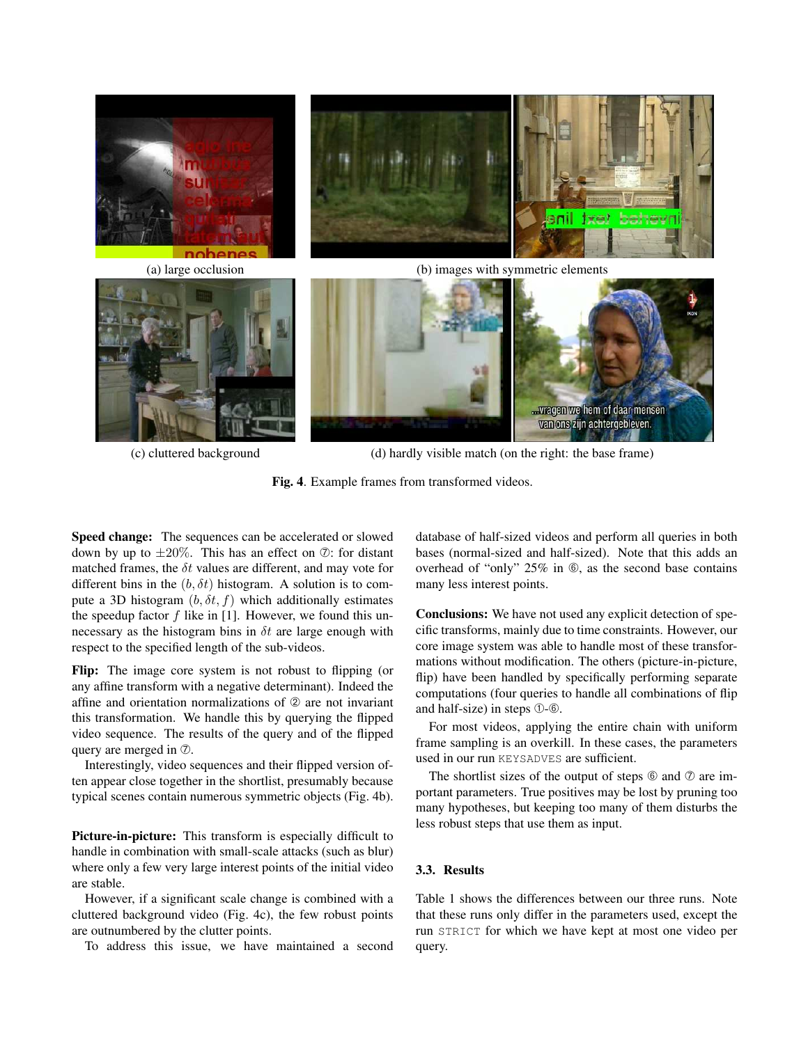(a) large occlusion

(b) images with symmetric elements

(c) cluttered background

(d) hardly visible match (on the right: the base frame)

**Fig. 4**. Example frames from transformed videos.

**Speed change:** The sequences can be accelerated or slowed down by up to $\pm 20\%$. This has an effect on ⑦: for distant matched frames, the $\delta t$ values are different, and may vote for different bins in the $(b, \delta t)$ histogram. A solution is to compute a 3D histogram $(b, \delta t, f)$ which additionally estimates the speedup factor $f$ like in [1]. However, we found this unnecessary as the histogram bins in $\delta t$ are large enough with respect to the specified length of the sub-videos.

**Flip:** The image core system is not robust to flipping (or any affine transform with a negative determinant). Indeed the affine and orientation normalizations of ② are not invariant this transformation. We handle this by querying the flipped video sequence. The results of the query and of the flipped query are merged in ⑦.

Interestingly, video sequences and their flipped version often appear close together in the shortlist, presumably because typical scenes contain numerous symmetric objects (Fig. 4b).

**Picture-in-picture:** This transform is especially difficult to handle in combination with small-scale attacks (such as blur) where only a few very large interest points of the initial video are stable.

However, if a significant scale change is combined with a cluttered background video (Fig. 4c), the few robust points are outnumbered by the clutter points.

To address this issue, we have maintained a second database of half-sized videos and perform all queries in both bases (normal-sized and half-sized). Note that this adds an overhead of "only" 25% in ⑥, as the second base contains many less interest points.

**Conclusions:** We have not used any explicit detection of specific transforms, mainly due to time constraints. However, our core image system was able to handle most of these transformations without modification. The others (picture-in-picture, flip) have been handled by specifically performing separate computations (four queries to handle all combinations of flip and half-size) in steps ①-⑥.

For most videos, applying the entire chain with uniform frame sampling is an overkill. In these cases, the parameters used in our run `KEYSADVES` are sufficient.

The shortlist sizes of the output of steps ⑥ and ⑦ are important parameters. True positives may be lost by pruning too many hypotheses, but keeping too many of them disturbs the less robust steps that use them as input.

### 3.3. Results

Table 1 shows the differences between our three runs. Note that these runs only differ in the parameters used, except the run `STRICT` for which we have kept at most one video per query.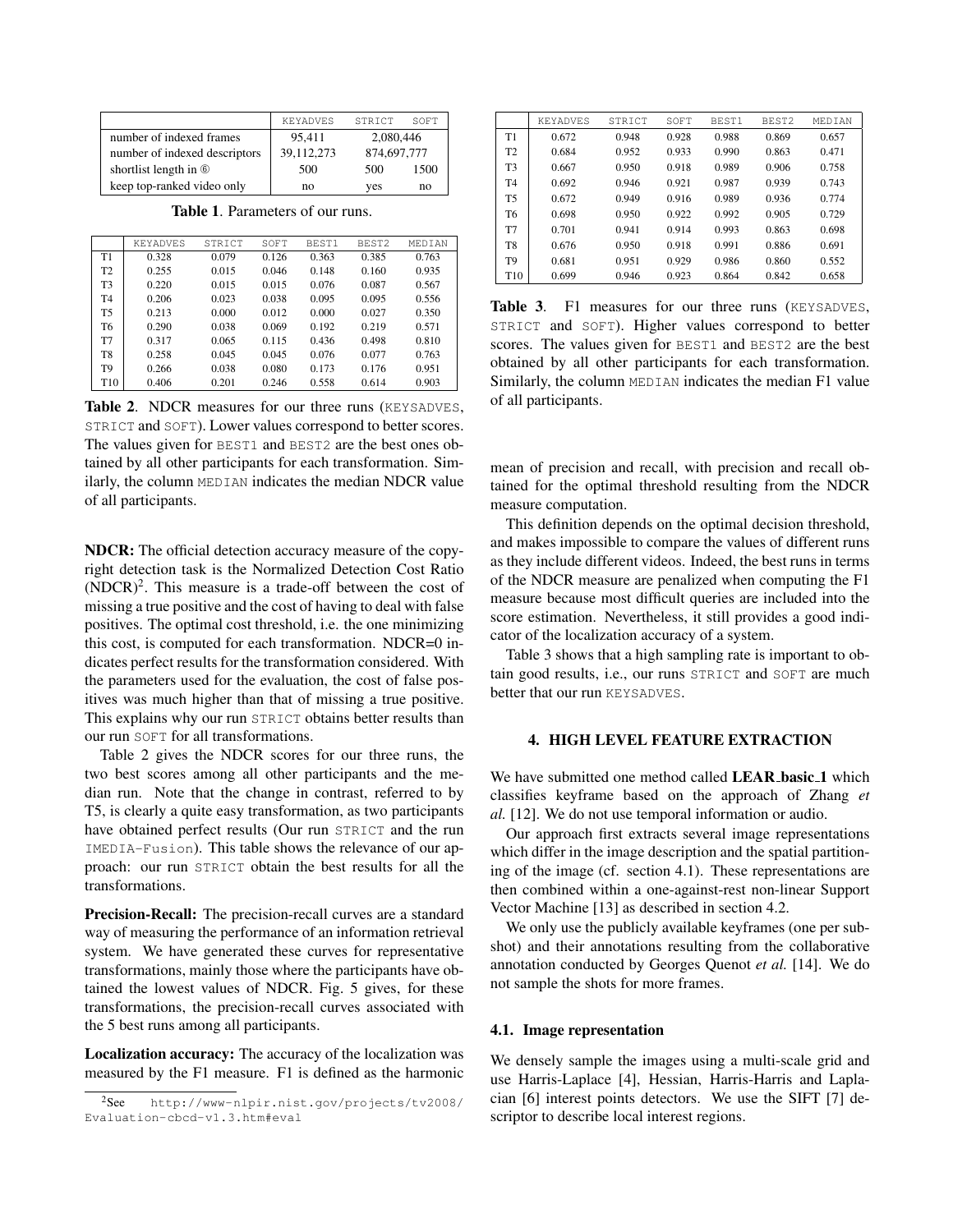|  | KEYADVES | STRICT | SOFT |
|---|---|---|---|
| number of indexed frames | 95,411 | 2,080,446 | |
| number of indexed descriptors | 39,112,273 | 874,697,777 | |
| shortlist length in ⑥ | 500 | 500 | 1500 |
| keep top-ranked video only | no | yes | no |

**Table 1**. Parameters of our runs.

|  | KEYADVES | STRICT | SOFT | BEST1 | BEST2 | MEDIAN |
|---|---|---|---|---|---|---|
| T1 | 0.328 | 0.079 | 0.126 | 0.363 | 0.385 | 0.763 |
| T2 | 0.255 | 0.015 | 0.046 | 0.148 | 0.160 | 0.935 |
| T3 | 0.220 | 0.015 | 0.015 | 0.076 | 0.087 | 0.567 |
| T4 | 0.206 | 0.023 | 0.038 | 0.095 | 0.095 | 0.556 |
| T5 | 0.213 | 0.000 | 0.012 | 0.000 | 0.027 | 0.350 |
| T6 | 0.290 | 0.038 | 0.069 | 0.192 | 0.219 | 0.571 |
| T7 | 0.317 | 0.065 | 0.115 | 0.436 | 0.498 | 0.810 |
| T8 | 0.258 | 0.045 | 0.045 | 0.076 | 0.077 | 0.763 |
| T9 | 0.266 | 0.038 | 0.080 | 0.173 | 0.176 | 0.951 |
| T10 | 0.406 | 0.201 | 0.246 | 0.558 | 0.614 | 0.903 |

**Table 2**. NDCR measures for our three runs (KEYSADVES, STRICT and SOFT). Lower values correspond to better scores. The values given for BEST1 and BEST2 are the best ones obtained by all other participants for each transformation. Similarly, the column MEDIAN indicates the median NDCR value of all participants.

**NDCR:** The official detection accuracy measure of the copyright detection task is the Normalized Detection Cost Ratio (NDCR)[2]. This measure is a trade-off between the cost of missing a true positive and the cost of having to deal with false positives. The optimal cost threshold, i.e. the one minimizing this cost, is computed for each transformation. NDCR=0 indicates perfect results for the transformation considered. With the parameters used for the evaluation, the cost of false positives was much higher than that of missing a true positive. This explains why our run STRICT obtains better results than our run SOFT for all transformations.

Table 2 gives the NDCR scores for our three runs, the two best scores among all other participants and the median run. Note that the change in contrast, referred to by T5, is clearly a quite easy transformation, as two participants have obtained perfect results (Our run STRICT and the run IMEDIA-Fusion). This table shows the relevance of our approach: our run STRICT obtain the best results for all the transformations.

**Precision-Recall:** The precision-recall curves are a standard way of measuring the performance of an information retrieval system. We have generated these curves for representative transformations, mainly those where the participants have obtained the lowest values of NDCR. Fig. 5 gives, for these transformations, the precision-recall curves associated with the 5 best runs among all participants.

**Localization accuracy:** The accuracy of the localization was measured by the F1 measure. F1 is defined as the harmonic mean of precision and recall, with precision and recall obtained for the optimal threshold resulting from the NDCR measure computation.

[2]See http://www-nlpir.nist.gov/projects/tv2008/Evaluation-cbcd-v1.3.htm#eval

|  | KEYADVES | STRICT | SOFT | BEST1 | BEST2 | MEDIAN |
|---|---|---|---|---|---|---|
| T1 | 0.672 | 0.948 | 0.928 | 0.988 | 0.869 | 0.657 |
| T2 | 0.684 | 0.952 | 0.933 | 0.990 | 0.863 | 0.471 |
| T3 | 0.667 | 0.950 | 0.918 | 0.989 | 0.906 | 0.758 |
| T4 | 0.692 | 0.946 | 0.921 | 0.987 | 0.939 | 0.743 |
| T5 | 0.672 | 0.949 | 0.916 | 0.989 | 0.936 | 0.774 |
| T6 | 0.698 | 0.950 | 0.922 | 0.992 | 0.905 | 0.729 |
| T7 | 0.701 | 0.941 | 0.914 | 0.993 | 0.863 | 0.698 |
| T8 | 0.676 | 0.950 | 0.918 | 0.991 | 0.886 | 0.691 |
| T9 | 0.681 | 0.951 | 0.929 | 0.986 | 0.860 | 0.552 |
| T10 | 0.699 | 0.946 | 0.923 | 0.864 | 0.842 | 0.658 |

**Table 3**. F1 measures for our three runs (KEYSADVES, STRICT and SOFT). Higher values correspond to better scores. The values given for BEST1 and BEST2 are the best obtained by all other participants for each transformation. Similarly, the column MEDIAN indicates the median F1 value of all participants.

This definition depends on the optimal decision threshold, and makes impossible to compare the values of different runs as they include different videos. Indeed, the best runs in terms of the NDCR measure are penalized when computing the F1 measure because most difficult queries are included into the score estimation. Nevertheless, it still provides a good indicator of the localization accuracy of a system.

Table 3 shows that a high sampling rate is important to obtain good results, i.e., our runs STRICT and SOFT are much better that our run KEYSADVES.

## 4. HIGH LEVEL FEATURE EXTRACTION

We have submitted one method called **LEAR_basic_1** which classifies keyframe based on the approach of Zhang *et al.* [12]. We do not use temporal information or audio.

Our approach first extracts several image representations which differ in the image description and the spatial partitioning of the image (cf. section 4.1). These representations are then combined within a one-against-rest non-linear Support Vector Machine [13] as described in section 4.2.

We only use the publicly available keyframes (one per subshot) and their annotations resulting from the collaborative annotation conducted by Georges Quenot *et al.* [14]. We do not sample the shots for more frames.

### 4.1. Image representation

We densely sample the images using a multi-scale grid and use Harris-Laplace [4], Hessian, Harris-Harris and Laplacian [6] interest points detectors. We use the SIFT [7] descriptor to describe local interest regions.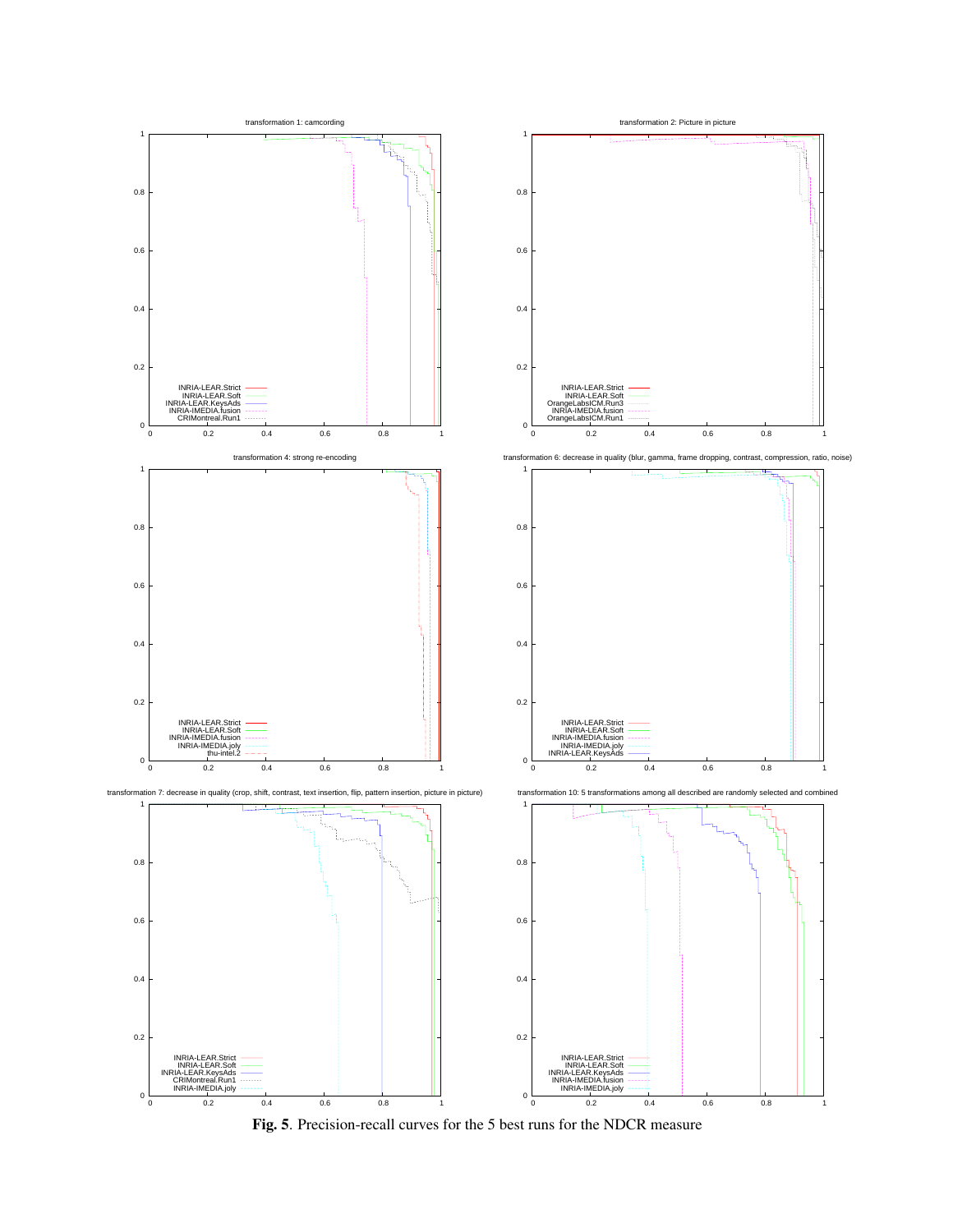**Fig. 5**. Precision-recall curves for the 5 best runs for the NDCR measure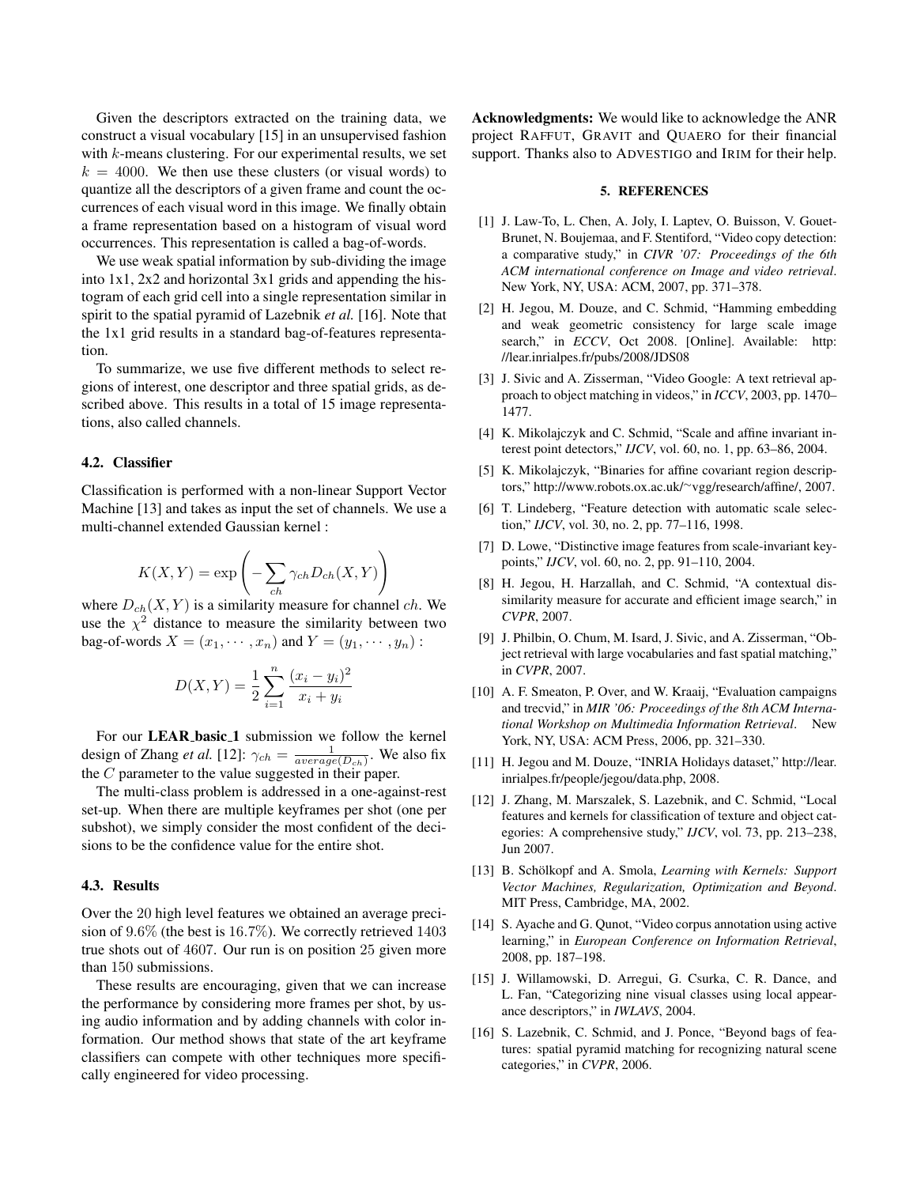Given the descriptors extracted on the training data, we construct a visual vocabulary [15] in an unsupervised fashion with $k$-means clustering. For our experimental results, we set $k = 4000$. We then use these clusters (or visual words) to quantize all the descriptors of a given frame and count the occurrences of each visual word in this image. We finally obtain a frame representation based on a histogram of visual word occurrences. This representation is called a bag-of-words.

We use weak spatial information by sub-dividing the image into 1x1, 2x2 and horizontal 3x1 grids and appending the histogram of each grid cell into a single representation similar in spirit to the spatial pyramid of Lazebnik *et al.* [16]. Note that the 1x1 grid results in a standard bag-of-features representation.

To summarize, we use five different methods to select regions of interest, one descriptor and three spatial grids, as described above. This results in a total of 15 image representations, also called channels.

### 4.2. Classifier

Classification is performed with a non-linear Support Vector Machine [13] and takes as input the set of channels. We use a multi-channel extended Gaussian kernel :

$$K(X,Y) = \exp\left(-\sum_{ch} \gamma_{ch} D_{ch}(X,Y)\right)$$

where $D_{ch}(X,Y)$ is a similarity measure for channel $ch$. We use the $\chi^2$ distance to measure the similarity between two bag-of-words $X = (x_1, \cdots, x_n)$ and $Y = (y_1, \cdots, y_n)$ :

$$D(X,Y) = \frac{1}{2}\sum_{i=1}^{n} \frac{(x_i - y_i)^2}{x_i + y_i}$$

For our **LEAR_basic_1** submission we follow the kernel design of Zhang *et al.* [12]: $\gamma_{ch} = \frac{1}{average(D_{ch})}$. We also fix the $C$ parameter to the value suggested in their paper.

The multi-class problem is addressed in a one-against-rest set-up. When there are multiple keyframes per shot (one per subshot), we simply consider the most confident of the decisions to be the confidence value for the entire shot.

### 4.3. Results

Over the 20 high level features we obtained an average precision of 9.6% (the best is 16.7%). We correctly retrieved 1403 true shots out of 4607. Our run is on position 25 given more than 150 submissions.

These results are encouraging, given that we can increase the performance by considering more frames per shot, by using audio information and by adding channels with color information. Our method shows that state of the art keyframe classifiers can compete with other techniques more specifically engineered for video processing.

**Acknowledgments:** We would like to acknowledge the ANR project RAFFUT, GRAVIT and QUAERO for their financial support. Thanks also to ADVESTIGO and IRIM for their help.

## 5. REFERENCES

[1] J. Law-To, L. Chen, A. Joly, I. Laptev, O. Buisson, V. Gouet-Brunet, N. Boujemaa, and F. Stentiford, "Video copy detection: a comparative study," in *CIVR '07: Proceedings of the 6th ACM international conference on Image and video retrieval*. New York, NY, USA: ACM, 2007, pp. 371–378.

[2] H. Jegou, M. Douze, and C. Schmid, "Hamming embedding and weak geometric consistency for large scale image search," in *ECCV*, Oct 2008. [Online]. Available: http://lear.inrialpes.fr/pubs/2008/JDS08

[3] J. Sivic and A. Zisserman, "Video Google: A text retrieval approach to object matching in videos," in *ICCV*, 2003, pp. 1470–1477.

[4] K. Mikolajczyk and C. Schmid, "Scale and affine invariant interest point detectors," *IJCV*, vol. 60, no. 1, pp. 63–86, 2004.

[5] K. Mikolajczyk, "Binaries for affine covariant region descriptors," http://www.robots.ox.ac.uk/~vgg/research/affine/, 2007.

[6] T. Lindeberg, "Feature detection with automatic scale selection," *IJCV*, vol. 30, no. 2, pp. 77–116, 1998.

[7] D. Lowe, "Distinctive image features from scale-invariant keypoints," *IJCV*, vol. 60, no. 2, pp. 91–110, 2004.

[8] H. Jegou, H. Harzallah, and C. Schmid, "A contextual dissimilarity measure for accurate and efficient image search," in *CVPR*, 2007.

[9] J. Philbin, O. Chum, M. Isard, J. Sivic, and A. Zisserman, "Object retrieval with large vocabularies and fast spatial matching," in *CVPR*, 2007.

[10] A. F. Smeaton, P. Over, and W. Kraaij, "Evaluation campaigns and trecvid," in *MIR '06: Proceedings of the 8th ACM International Workshop on Multimedia Information Retrieval*. New York, NY, USA: ACM Press, 2006, pp. 321–330.

[11] H. Jegou and M. Douze, "INRIA Holidays dataset," http://lear.inrialpes.fr/people/jegou/data.php, 2008.

[12] J. Zhang, M. Marszalek, S. Lazebnik, and C. Schmid, "Local features and kernels for classification of texture and object categories: A comprehensive study," *IJCV*, vol. 73, pp. 213–238, Jun 2007.

[13] B. Schölkopf and A. Smola, *Learning with Kernels: Support Vector Machines, Regularization, Optimization and Beyond*. MIT Press, Cambridge, MA, 2002.

[14] S. Ayache and G. Qunot, "Video corpus annotation using active learning," in *European Conference on Information Retrieval*, 2008, pp. 187–198.

[15] J. Willamowski, D. Arregui, G. Csurka, C. R. Dance, and L. Fan, "Categorizing nine visual classes using local appearance descriptors," in *IWLAVS*, 2004.

[16] S. Lazebnik, C. Schmid, and J. Ponce, "Beyond bags of features: spatial pyramid matching for recognizing natural scene categories," in *CVPR*, 2006.